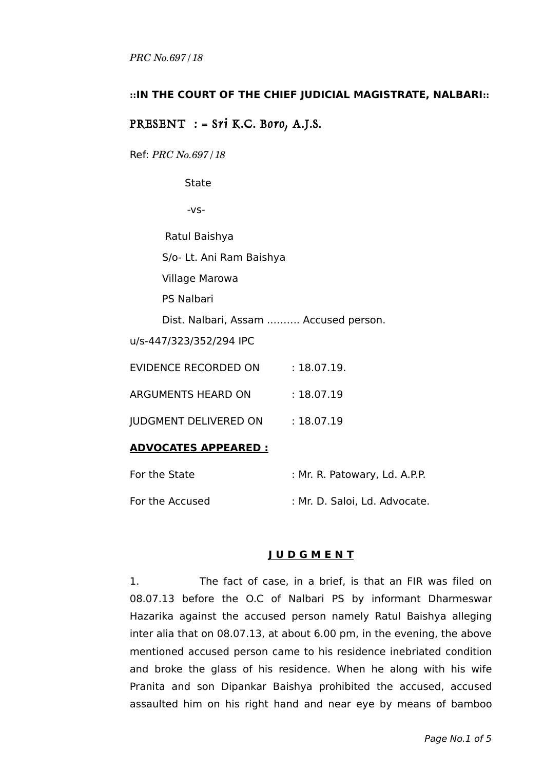*PRC No.697/18*

**::IN THE COURT OF THE CHIEF JUDICIAL MAGISTRATE, NALBARI::**

PRESENT : = Sri K.C. Boro, A.J.S.

Ref: *PRC No.697/18*

State

-vs-

Ratul Baishya
S/o- Lt. Ani Ram Baishya
Village Marowa
PS Nalbari
Dist. Nalbari, Assam .......... Accused person.

u/s-447/323/352/294 IPC

EVIDENCE RECORDED ON : 18.07.19.

ARGUMENTS HEARD ON : 18.07.19

JUDGMENT DELIVERED ON : 18.07.19

**ADVOCATES APPEARED :**

For the State : Mr. R. Patowary, Ld. A.P.P.

For the Accused : Mr. D. Saloi, Ld. Advocate.

**J U D G M E N T**

1. The fact of case, in a brief, is that an FIR was filed on 08.07.13 before the O.C of Nalbari PS by informant Dharmeswar Hazarika against the accused person namely Ratul Baishya alleging inter alia that on 08.07.13, at about 6.00 pm, in the evening, the above mentioned accused person came to his residence inebriated condition and broke the glass of his residence. When he along with his wife Pranita and son Dipankar Baishya prohibited the accused, accused assaulted him on his right hand and near eye by means of bamboo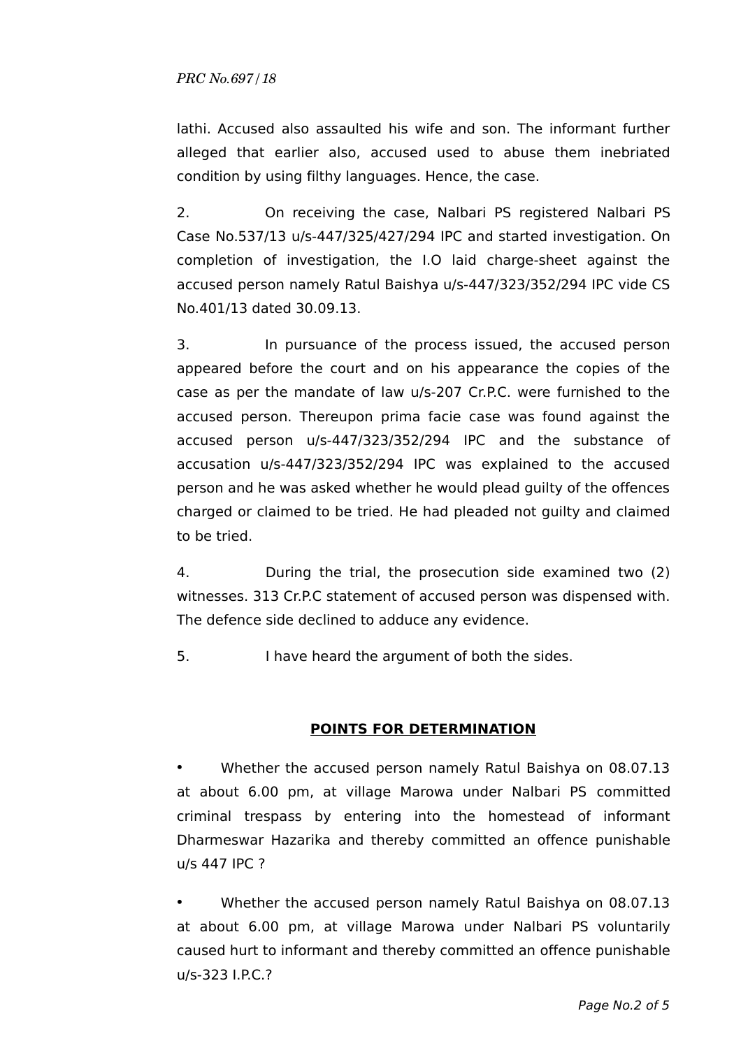lathi. Accused also assaulted his wife and son. The informant further alleged that earlier also, accused used to abuse them inebriated condition by using filthy languages. Hence, the case.

2. On receiving the case, Nalbari PS registered Nalbari PS Case No.537/13 u/s-447/325/427/294 IPC and started investigation. On completion of investigation, the I.O laid charge-sheet against the accused person namely Ratul Baishya u/s-447/323/352/294 IPC vide CS No.401/13 dated 30.09.13.

3. In pursuance of the process issued, the accused person appeared before the court and on his appearance the copies of the case as per the mandate of law u/s-207 Cr.P.C. were furnished to the accused person. Thereupon prima facie case was found against the accused person u/s-447/323/352/294 IPC and the substance of accusation u/s-447/323/352/294 IPC was explained to the accused person and he was asked whether he would plead guilty of the offences charged or claimed to be tried. He had pleaded not guilty and claimed to be tried.

4. During the trial, the prosecution side examined two (2) witnesses. 313 Cr.P.C statement of accused person was dispensed with. The defence side declined to adduce any evidence.

5. I have heard the argument of both the sides.

## POINTS FOR DETERMINATION

- Whether the accused person namely Ratul Baishya on 08.07.13 at about 6.00 pm, at village Marowa under Nalbari PS committed criminal trespass by entering into the homestead of informant Dharmeswar Hazarika and thereby committed an offence punishable u/s 447 IPC ?
- Whether the accused person namely Ratul Baishya on 08.07.13 at about 6.00 pm, at village Marowa under Nalbari PS voluntarily caused hurt to informant and thereby committed an offence punishable u/s-323 I.P.C.?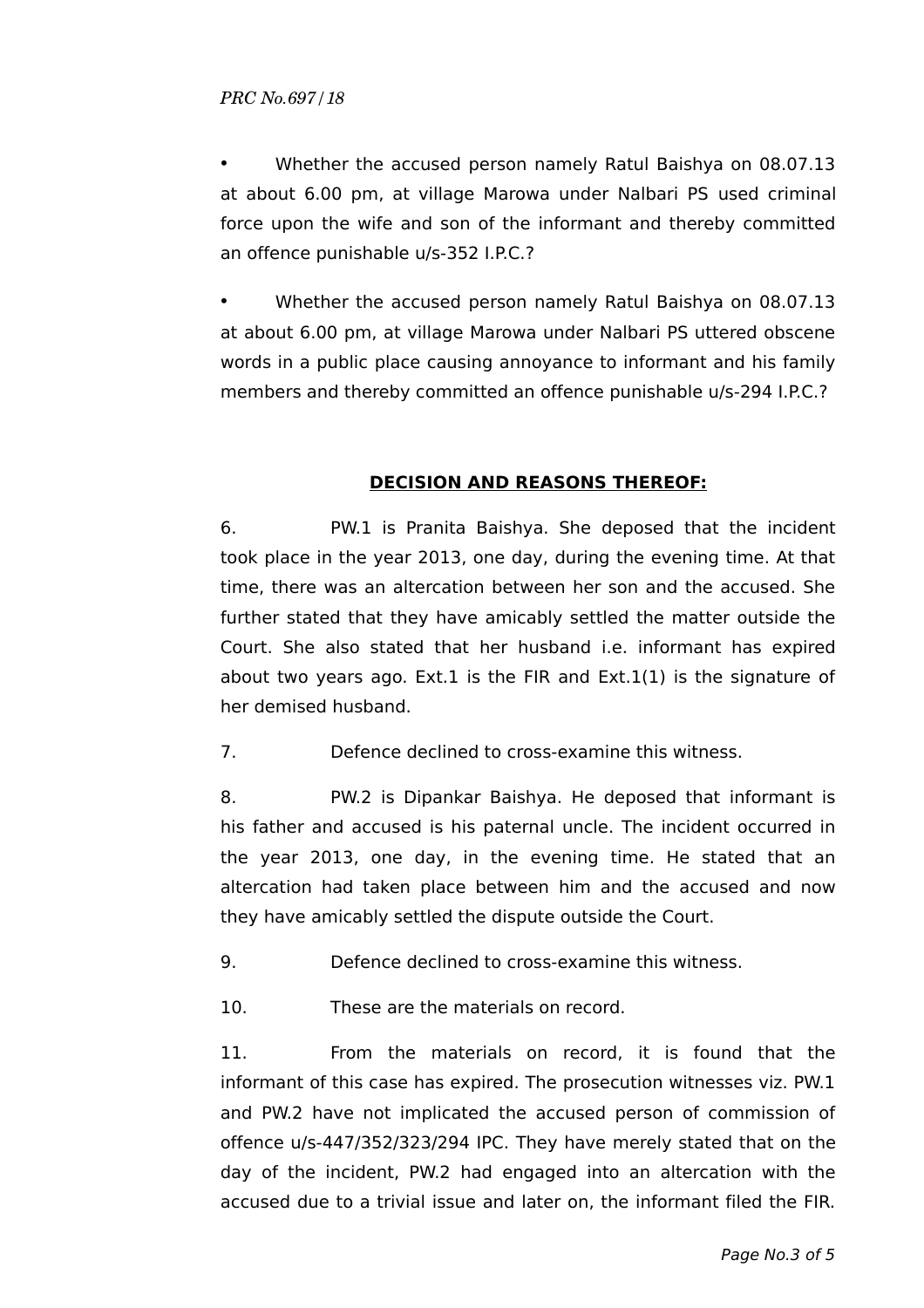- Whether the accused person namely Ratul Baishya on 08.07.13 at about 6.00 pm, at village Marowa under Nalbari PS used criminal force upon the wife and son of the informant and thereby committed an offence punishable u/s-352 I.P.C.?

- Whether the accused person namely Ratul Baishya on 08.07.13 at about 6.00 pm, at village Marowa under Nalbari PS uttered obscene words in a public place causing annoyance to informant and his family members and thereby committed an offence punishable u/s-294 I.P.C.?

## DECISION AND REASONS THEREOF:

6. PW.1 is Pranita Baishya. She deposed that the incident took place in the year 2013, one day, during the evening time. At that time, there was an altercation between her son and the accused. She further stated that they have amicably settled the matter outside the Court. She also stated that her husband i.e. informant has expired about two years ago. Ext.1 is the FIR and Ext.1(1) is the signature of her demised husband.

7. Defence declined to cross-examine this witness.

8. PW.2 is Dipankar Baishya. He deposed that informant is his father and accused is his paternal uncle. The incident occurred in the year 2013, one day, in the evening time. He stated that an altercation had taken place between him and the accused and now they have amicably settled the dispute outside the Court.

9. Defence declined to cross-examine this witness.

10. These are the materials on record.

11. From the materials on record, it is found that the informant of this case has expired. The prosecution witnesses viz. PW.1 and PW.2 have not implicated the accused person of commission of offence u/s-447/352/323/294 IPC. They have merely stated that on the day of the incident, PW.2 had engaged into an altercation with the accused due to a trivial issue and later on, the informant filed the FIR.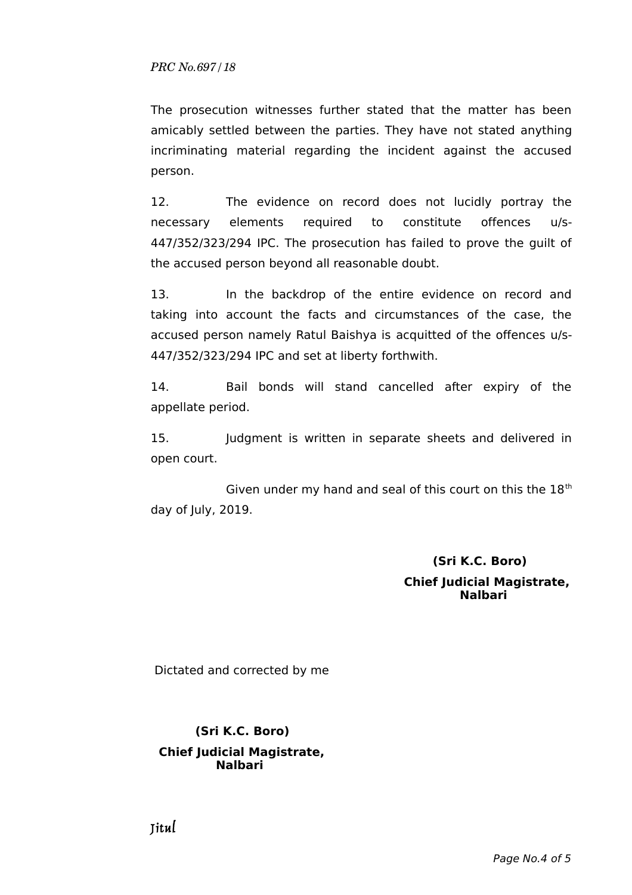The prosecution witnesses further stated that the matter has been amicably settled between the parties. They have not stated anything incriminating material regarding the incident against the accused person.

12. The evidence on record does not lucidly portray the necessary elements required to constitute offences u/s-447/352/323/294 IPC. The prosecution has failed to prove the guilt of the accused person beyond all reasonable doubt.

13. In the backdrop of the entire evidence on record and taking into account the facts and circumstances of the case, the accused person namely Ratul Baishya is acquitted of the offences u/s-447/352/323/294 IPC and set at liberty forthwith.

14. Bail bonds will stand cancelled after expiry of the appellate period.

15. Judgment is written in separate sheets and delivered in open court.

Given under my hand and seal of this court on this the 18th day of July, 2019.

**(Sri K.C. Boro)**
**Chief Judicial Magistrate,**
**Nalbari**

Dictated and corrected by me

**(Sri K.C. Boro)**
**Chief Judicial Magistrate,**
**Nalbari**

Jitul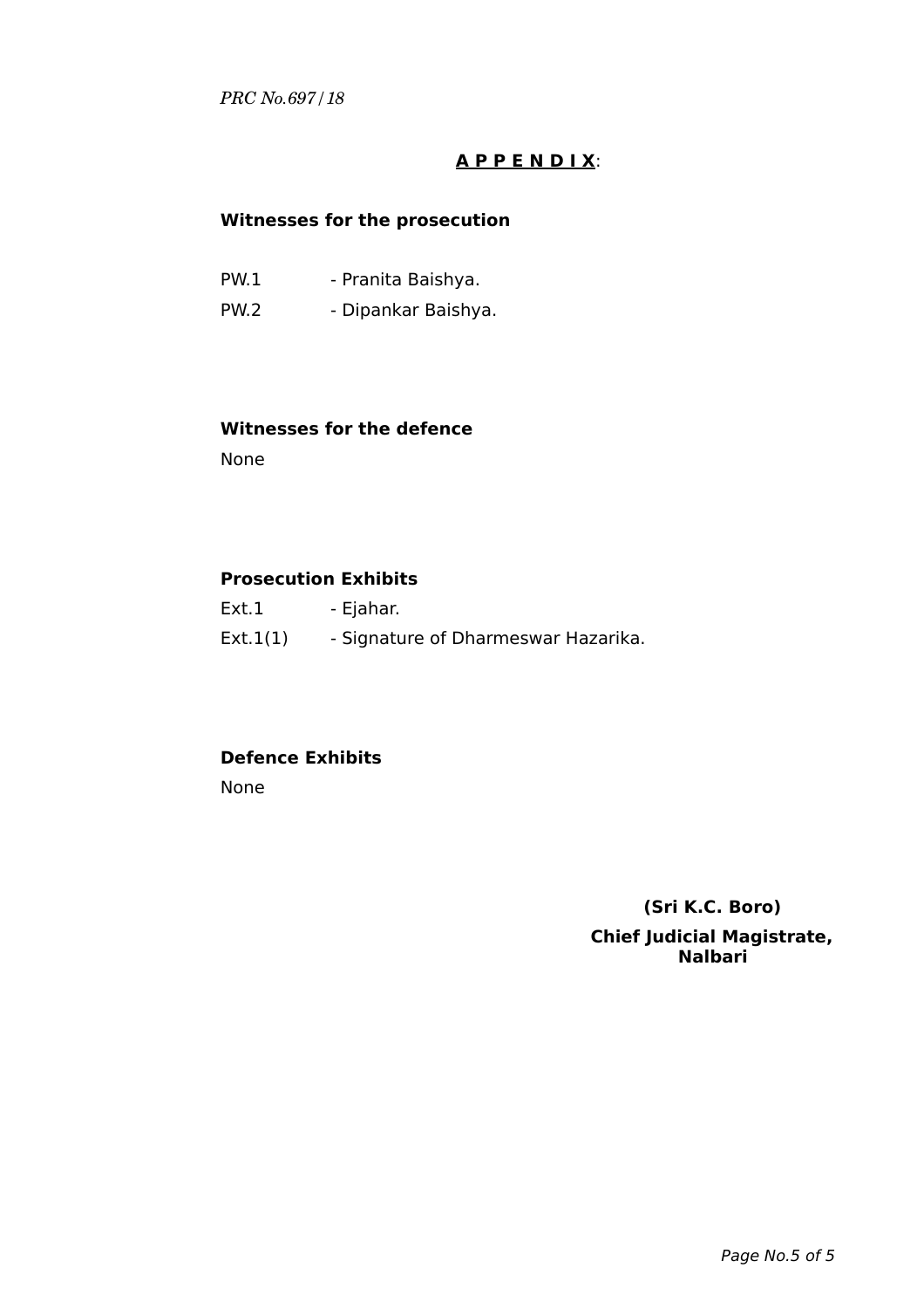## A P P E N D I X:

**Witnesses for the prosecution**

PW.1 - Pranita Baishya.

PW.2 - Dipankar Baishya.

**Witnesses for the defence**

None

**Prosecution Exhibits**

Ext.1 - Ejahar.

Ext.1(1) - Signature of Dharmeswar Hazarika.

**Defence Exhibits**

None

**(Sri K.C. Boro)**
**Chief Judicial Magistrate,**
**Nalbari**